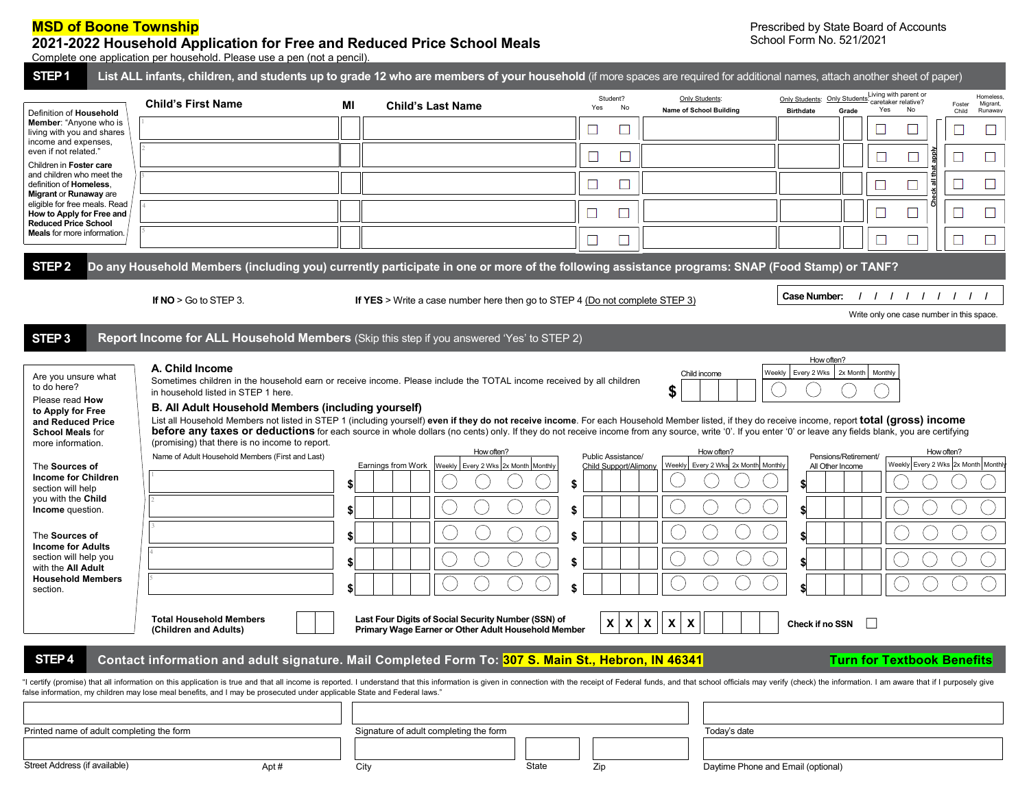**MSD of Boone Township**

## 2021-2022 Household Application for Free and Reduced Price School Meals

Prescribed by State Board of Accounts
School Form No. 521/2021

Complete one application per household. Please use a pen (not a pencil).

### STEP 1 List ALL infants, children, and students up to grade 12 who are members of your household (if more spaces are required for additional names, attach another sheet of paper)

Definition of **Household Member**: "Anyone who is living with you and shares income and expenses, even if not related."

Children in **Foster care** and children who meet the definition of **Homeless**, **Migrant** or **Runaway** are eligible for free meals. Read **How to Apply for Free and Reduced Price School Meals** for more information.

| | Child's First Name | MI | Child's Last Name | Student? Yes | Student? No | Only Students: Name of School Building | Only Students: Birthdate | Only Students: Grade | Living with parent or caretaker relative? Yes | Living with parent or caretaker relative? No | Foster Child | Homeless, Migrant, Runaway |
|---|---|---|---|---|---|---|---|---|---|---|---|---|
| 1 | | | | ☐ | ☐ | | | | ☐ | ☐ | ☐ | ☐ |
| 2 | | | | ☐ | ☐ | | | | ☐ | ☐ | ☐ | ☐ |
| 3 | | | | ☐ | ☐ | | | | ☐ | ☐ | ☐ | ☐ |
| 4 | | | | ☐ | ☐ | | | | ☐ | ☐ | ☐ | ☐ |
| 5 | | | | ☐ | ☐ | | | | ☐ | ☐ | ☐ | ☐ |

Check all that apply

### STEP 2 Do any Household Members (including you) currently participate in one or more of the following assistance programs: SNAP (Food Stamp) or TANF?

**If NO** > Go to STEP 3.

**If YES** > Write a case number here then go to STEP 4 (Do not complete STEP 3)

**Case Number:** / / / / / / / / /

Write only one case number in this space.

### STEP 3 Report Income for ALL Household Members (Skip this step if you answered 'Yes' to STEP 2)

Are you unsure what to do here?

Please read **How to Apply for Free and Reduced Price School Meals** for more information.

The **Sources of Income for Children** section will help you with the **Child Income** question.

The **Sources of Income for Adults** section will help you with the **All Adult Household Members** section.

**A. Child Income**

Sometimes children in the household earn or receive income. Please include the TOTAL income received by all children in household listed in STEP 1 here.

Child income $ ______ How often? ◯ Weekly ◯ Every 2 Wks ◯ 2x Month ◯ Monthly

**B. All Adult Household Members (including yourself)**

List all Household Members not listed in STEP 1 (including yourself) **even if they do not receive income**. For each Household Member listed, if they do receive income, report **total (gross) income before any taxes or deductions** for each source in whole dollars (no cents) only. If they do not receive income from any source, write '0'. If you enter '0' or leave any fields blank, you are certifying (promising) that there is no income to report.

| | Name of Adult Household Members (First and Last) | Earnings from Work | How often? Weekly | Every 2 Wks | 2x Month | Monthly | Public Assistance/ Child Support/Alimony | How often? Weekly | Every 2 Wks | 2x Month | Monthly | Pensions/Retirement/ All Other Income | How often? Weekly | Every 2 Wks | 2x Month | Monthly |
|---|---|---|---|---|---|---|---|---|---|---|---|---|---|---|---|---|
| 1 | | $ | ◯ | ◯ | ◯ | ◯ | $ | ◯ | ◯ | ◯ | ◯ | $ | ◯ | ◯ | ◯ | ◯ |
| 2 | | $ | ◯ | ◯ | ◯ | ◯ | $ | ◯ | ◯ | ◯ | ◯ | $ | ◯ | ◯ | ◯ | ◯ |
| 3 | | $ | ◯ | ◯ | ◯ | ◯ | $ | ◯ | ◯ | ◯ | ◯ | $ | ◯ | ◯ | ◯ | ◯ |
| 4 | | $ | ◯ | ◯ | ◯ | ◯ | $ | ◯ | ◯ | ◯ | ◯ | $ | ◯ | ◯ | ◯ | ◯ |
| 5 | | $ | ◯ | ◯ | ◯ | ◯ | $ | ◯ | ◯ | ◯ | ◯ | $ | ◯ | ◯ | ◯ | ◯ |

**Total Household Members (Children and Adults)** ______

**Last Four Digits of Social Security Number (SSN) of Primary Wage Earner or Other Adult Household Member** X X X X X ______

**Check if no SSN** ☐

### STEP 4 Contact information and adult signature. Mail Completed Form To: 307 S. Main St., Hebron, IN 46341

**Turn for Textbook Benefits**

"I certify (promise) that all information on this application is true and that all income is reported. I understand that this information is given in connection with the receipt of Federal funds, and that school officials may verify (check) the information. I am aware that if I purposely give false information, my children may lose meal benefits, and I may be prosecuted under applicable State and Federal laws."

| Printed name of adult completing the form | Signature of adult completing the form | Today's date |
|---|---|---|
| | | |

| Street Address (if available) | Apt # | City | State | Zip | Daytime Phone and Email (optional) |
|---|---|---|---|---|---|
| | | | | | |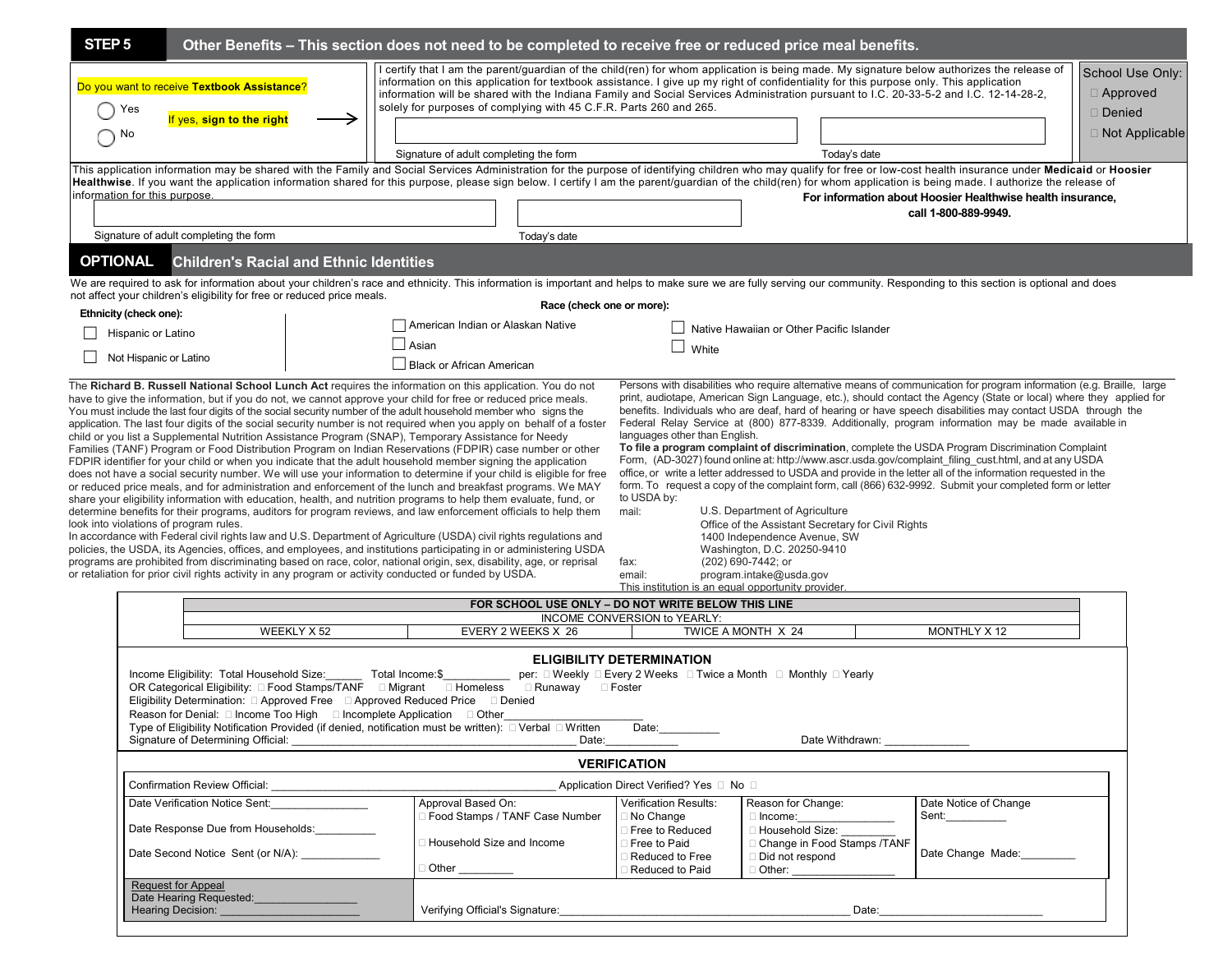## STEP 5 Other Benefits – This section does not need to be completed to receive free or reduced price meal benefits.

| | | |
|---|---|---|
| Do you want to receive **Textbook Assistance**?<br>◯ Yes — If yes, **sign to the right** →<br>◯ No | I certify that I am the parent/guardian of the child(ren) for whom application is being made. My signature below authorizes the release of information on this application for textbook assistance. I give up my right of confidentiality for this purpose only. This application information will be shared with the Indiana Family and Social Services Administration pursuant to I.C. 20-33-5-2 and I.C. 12-14-28-2, solely for purposes of complying with 45 C.F.R. Parts 260 and 265.<br><br>Signature of adult completing the form ______ Today's date ______ | School Use Only:<br>☐ Approved<br>☐ Denied<br>☐ Not Applicable |

This application information may be shared with the Family and Social Services Administration for the purpose of identifying children who may qualify for free or low-cost health insurance under **Medicaid** or **Hoosier Healthwise**. If you want the application information shared for this purpose, please sign below. I certify I am the parent/guardian of the child(ren) for whom application is being made. I authorize the release of information for this purpose.

Signature of adult completing the form ______ Today's date ______

**For information about Hoosier Healthwise health insurance, call 1-800-889-9949.**

## OPTIONAL Children's Racial and Ethnic Identities

We are required to ask for information about your children's race and ethnicity. This information is important and helps to make sure we are fully serving our community. Responding to this section is optional and does not affect your children's eligibility for free or reduced price meals.

**Ethnicity (check one):**
- ☐ Hispanic or Latino
- ☐ Not Hispanic or Latino

**Race (check one or more):**
- ☐ American Indian or Alaskan Native
- ☐ Asian
- ☐ Black or African American
- ☐ Native Hawaiian or Other Pacific Islander
- ☐ White

The **Richard B. Russell National School Lunch Act** requires the information on this application. You do not have to give the information, but if you do not, we cannot approve your child for free or reduced price meals. You must include the last four digits of the social security number of the adult household member who signs the application. The last four digits of the social security number is not required when you apply on behalf of a foster child or you list a Supplemental Nutrition Assistance Program (SNAP), Temporary Assistance for Needy Families (TANF) Program or Food Distribution Program on Indian Reservations (FDPIR) case number or other FDPIR identifier for your child or when you indicate that the adult household member signing the application does not have a social security number. We will use your information to determine if your child is eligible for free or reduced price meals, and for administration and enforcement of the lunch and breakfast programs. We MAY share your eligibility information with education, health, and nutrition programs to help them evaluate, fund, or determine benefits for their programs, auditors for program reviews, and law enforcement officials to help them look into violations of program rules.

In accordance with Federal civil rights law and U.S. Department of Agriculture (USDA) civil rights regulations and policies, the USDA, its Agencies, offices, and employees, and institutions participating in or administering USDA programs are prohibited from discriminating based on race, color, national origin, sex, disability, age, or reprisal or retaliation for prior civil rights activity in any program or activity conducted or funded by USDA.

Persons with disabilities who require alternative means of communication for program information (e.g. Braille, large print, audiotape, American Sign Language, etc.), should contact the Agency (State or local) where they applied for benefits. Individuals who are deaf, hard of hearing or have speech disabilities may contact USDA through the Federal Relay Service at (800) 877-8339. Additionally, program information may be made available in languages other than English.

**To file a program complaint of discrimination**, complete the USDA Program Discrimination Complaint Form, (AD-3027) found online at: http://www.ascr.usda.gov/complaint_filing_cust.html, and at any USDA office, or write a letter addressed to USDA and provide in the letter all of the information requested in the form. To request a copy of the complaint form, call (866) 632-9992. Submit your completed form or letter to USDA by:

mail: U.S. Department of Agriculture
Office of the Assistant Secretary for Civil Rights
1400 Independence Avenue, SW
Washington, D.C. 20250-9410

fax: (202) 690-7442; or

email: program.intake@usda.gov

This institution is an equal opportunity provider.

**FOR SCHOOL USE ONLY – DO NOT WRITE BELOW THIS LINE**

| INCOME CONVERSION to YEARLY: | | | |
|---|---|---|---|
| WEEKLY X 52 | EVERY 2 WEEKS X 26 | TWICE A MONTH X 24 | MONTHLY X 12 |

**ELIGIBILITY DETERMINATION**

Income Eligibility: Total Household Size:______ Total Income:$___________ per: ☐ Weekly ☐ Every 2 Weeks ☐ Twice a Month ☐ Monthly ☐ Yearly
OR Categorical Eligibility: ☐ Food Stamps/TANF ☐ Migrant ☐ Homeless ☐ Runaway ☐ Foster
Eligibility Determination: ☐ Approved Free ☐ Approved Reduced Price ☐ Denied
Reason for Denial: ☐ Income Too High ☐ Incomplete Application ☐ Other______________________
Type of Eligibility Notification Provided (if denied, notification must be written): ☐ Verbal ☐ Written Date:__________
Signature of Determining Official: ____________________________________________ Date:___________ Date Withdrawn: ______________

**VERIFICATION**

Confirmation Review Official: ______________________________________________ Application Direct Verified? Yes ☐ No ☐

| | | | | |
|---|---|---|---|---|
| Date Verification Notice Sent:________________<br><br>Date Response Due from Households:__________<br><br>Date Second Notice Sent (or N/A): _____________ | Approval Based On:<br>☐ Food Stamps / TANF Case Number<br><br>☐ Household Size and Income<br><br>☐ Other _________ | Verification Results:<br>☐ No Change<br>☐ Free to Reduced<br>☐ Free to Paid<br>☐ Reduced to Free<br>☐ Reduced to Paid | Reason for Change:<br>☐ Income:_______________<br>☐ Household Size: _________<br>☐ Change in Food Stamps /TANF<br>☐ Did not respond<br>☐ Other: _________________ | Date Notice of Change Sent:__________<br><br>Date Change Made:_________ |
| Request for Appeal<br>Date Hearing Requested:________________<br>Hearing Decision: ______________________ | Verifying Official's Signature:_____________________________________________ Date:__________________________ | | | |